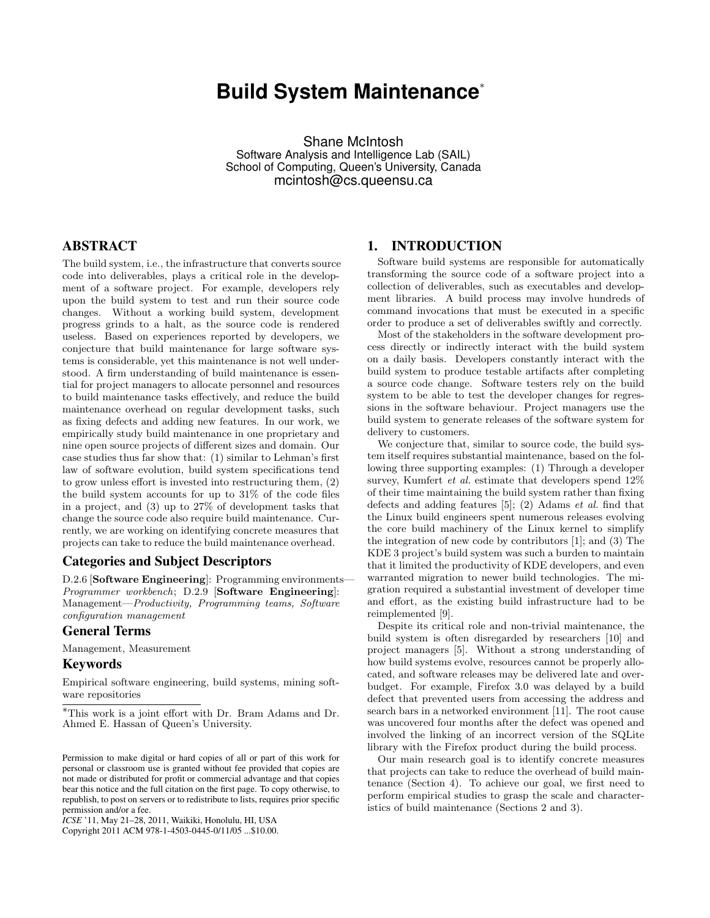# Build System Maintenance*

Shane McIntosh
Software Analysis and Intelligence Lab (SAIL)
School of Computing, Queen's University, Canada
mcintosh@cs.queensu.ca

## ABSTRACT

The build system, i.e., the infrastructure that converts source code into deliverables, plays a critical role in the development of a software project. For example, developers rely upon the build system to test and run their source code changes. Without a working build system, development progress grinds to a halt, as the source code is rendered useless. Based on experiences reported by developers, we conjecture that build maintenance for large software systems is considerable, yet this maintenance is not well understood. A firm understanding of build maintenance is essential for project managers to allocate personnel and resources to build maintenance tasks effectively, and reduce the build maintenance overhead on regular development tasks, such as fixing defects and adding new features. In our work, we empirically study build maintenance in one proprietary and nine open source projects of different sizes and domain. Our case studies thus far show that: (1) similar to Lehman's first law of software evolution, build system specifications tend to grow unless effort is invested into restructuring them, (2) the build system accounts for up to 31% of the code files in a project, and (3) up to 27% of development tasks that change the source code also require build maintenance. Currently, we are working on identifying concrete measures that projects can take to reduce the build maintenance overhead.

### Categories and Subject Descriptors

D.2.6 [**Software Engineering**]: Programming environments—*Programmer workbench*; D.2.9 [**Software Engineering**]: Management—*Productivity, Programming teams, Software configuration management*

### General Terms

Management, Measurement

### Keywords

Empirical software engineering, build systems, mining software repositories

*This work is a joint effort with Dr. Bram Adams and Dr. Ahmed E. Hassan of Queen's University.

Permission to make digital or hard copies of all or part of this work for personal or classroom use is granted without fee provided that copies are not made or distributed for profit or commercial advantage and that copies bear this notice and the full citation on the first page. To copy otherwise, to republish, to post on servers or to redistribute to lists, requires prior specific permission and/or a fee.
*ICSE* '11, May 21–28, 2011, Waikiki, Honolulu, HI, USA
Copyright 2011 ACM 978-1-4503-0445-0/11/05 ...$10.00.

## 1. INTRODUCTION

Software build systems are responsible for automatically transforming the source code of a software project into a collection of deliverables, such as executables and development libraries. A build process may involve hundreds of command invocations that must be executed in a specific order to produce a set of deliverables swiftly and correctly.

Most of the stakeholders in the software development process directly or indirectly interact with the build system on a daily basis. Developers constantly interact with the build system to produce testable artifacts after completing a source code change. Software testers rely on the build system to be able to test the developer changes for regressions in the software behaviour. Project managers use the build system to generate releases of the software system for delivery to customers.

We conjecture that, similar to source code, the build system itself requires substantial maintenance, based on the following three supporting examples: (1) Through a developer survey, Kumfert *et al.* estimate that developers spend 12% of their time maintaining the build system rather than fixing defects and adding features [5]; (2) Adams *et al.* find that the Linux build engineers spent numerous releases evolving the core build machinery of the Linux kernel to simplify the integration of new code by contributors [1]; and (3) The KDE 3 project's build system was such a burden to maintain that it limited the productivity of KDE developers, and even warranted migration to newer build technologies. The migration required a substantial investment of developer time and effort, as the existing build infrastructure had to be reimplemented [9].

Despite its critical role and non-trivial maintenance, the build system is often disregarded by researchers [10] and project managers [5]. Without a strong understanding of how build systems evolve, resources cannot be properly allocated, and software releases may be delivered late and overbudget. For example, Firefox 3.0 was delayed by a build defect that prevented users from accessing the address and search bars in a networked environment [11]. The root cause was uncovered four months after the defect was opened and involved the linking of an incorrect version of the SQLite library with the Firefox product during the build process.

Our main research goal is to identify concrete measures that projects can take to reduce the overhead of build maintenance (Section 4). To achieve our goal, we first need to perform empirical studies to grasp the scale and characteristics of build maintenance (Sections 2 and 3).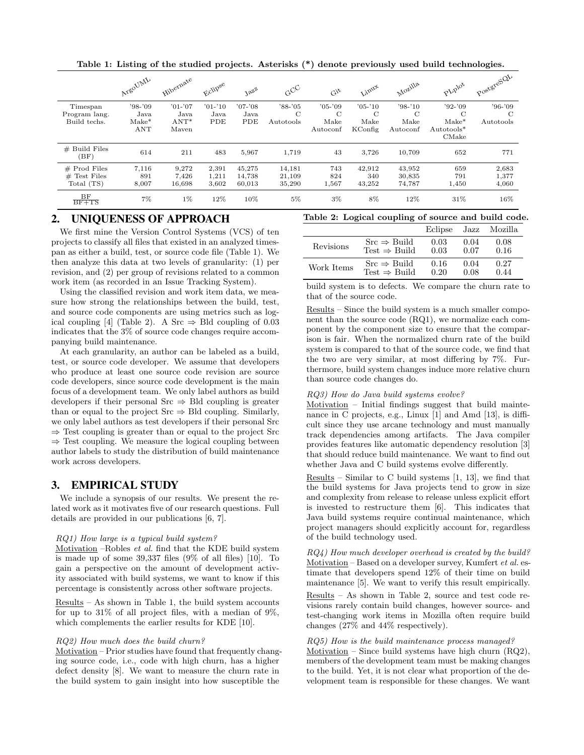**Table 1: Listing of the studied projects. Asterisks (*) denote previously used build technologies.**

| | ArgoUML | Hibernate | Eclipse | Jazz | GCC | Git | Linux | Mozilla | PLplot | PostgreSQL |
|---|---|---|---|---|---|---|---|---|---|---|
| Timespan | '98-'09 | '01-'07 | '01-'10 | '07-'08 | '88-'05 | '05-'09 | '05-'10 | '98-'10 | '92-'09 | '96-'09 |
| Program lang. | Java | Java | Java | Java | C | C | C | C | C | C |
| Build techs. | Make* ANT | ANT* Maven | PDE | PDE | Autotools | Make Autoconf | Make KConfig | Make Autoconf | Make* Autotools* CMake | Autotools |
| # Build Files (BF) | 614 | 211 | 483 | 5,967 | 1,719 | 43 | 3,726 | 10,709 | 652 | 771 |
| # Prod Files | 7,116 | 9,272 | 2,391 | 45,275 | 14,181 | 743 | 42,912 | 43,952 | 659 | 2,683 |
| # Test Files | 891 | 7,426 | 1,211 | 14,738 | 21,109 | 824 | 340 | 30,835 | 791 | 1,377 |
| Total (TS) | 8,007 | 16,698 | 3,602 | 60,013 | 35,290 | 1,567 | 43,252 | 74,787 | 1,450 | 4,060 |
| $\frac{BF}{BF+TS}$ | 7% | 1% | 12% | 10% | 5% | 3% | 8% | 12% | 31% | 16% |

## 2. UNIQUENESS OF APPROACH

We first mine the Version Control Systems (VCS) of ten projects to classify all files that existed in an analyzed timespan as either a build, test, or source code file (Table 1). We then analyze this data at two levels of granularity: (1) per revision, and (2) per group of revisions related to a common work item (as recorded in an Issue Tracking System).

Using the classified revision and work item data, we measure how strong the relationships between the build, test, and source code components are using metrics such as logical coupling [4] (Table 2). A Src $\Rightarrow$ Bld coupling of 0.03 indicates that the 3% of source code changes require accompanying build maintenance.

At each granularity, an author can be labeled as a build, test, or source code developer. We assume that developers who produce at least one source code revision are source code developers, since source code development is the main focus of a development team. We only label authors as build developers if their personal Src $\Rightarrow$ Bld coupling is greater than or equal to the project Src $\Rightarrow$ Bld coupling. Similarly, we only label authors as test developers if their personal Src $\Rightarrow$ Test coupling is greater than or equal to the project Src $\Rightarrow$ Test coupling. We measure the logical coupling between author labels to study the distribution of build maintenance work across developers.

## 3. EMPIRICAL STUDY

We include a synopsis of our results. We present the related work as it motivates five of our research questions. Full details are provided in our publications [6, 7].

*RQ1) How large is a typical build system?*

Motivation –Robles *et al.* find that the KDE build system is made up of some 39,337 files (9% of all files) [10]. To gain a perspective on the amount of development activity associated with build systems, we want to know if this percentage is consistently across other software projects.

Results – As shown in Table 1, the build system accounts for up to 31% of all project files, with a median of 9%, which complements the earlier results for KDE [10].

*RQ2) How much does the build churn?*

Motivation – Prior studies have found that frequently changing source code, i.e., code with high churn, has a higher defect density [8]. We want to measure the churn rate in the build system to gain insight into how susceptible the build system is to defects. We compare the churn rate to that of the source code.

**Table 2: Logical coupling of source and build code.**

| | | Eclipse | Jazz | Mozilla |
|---|---|---|---|---|
| Revisions | Src $\Rightarrow$ Build | 0.03 | 0.04 | 0.08 |
| | Test $\Rightarrow$ Build | 0.03 | 0.07 | 0.16 |
| Work Items | Src $\Rightarrow$ Build | 0.16 | 0.04 | 0.27 |
| | Test $\Rightarrow$ Build | 0.20 | 0.08 | 0.44 |

Results – Since the build system is a much smaller component than the source code (RQ1), we normalize each component by the component size to ensure that the comparison is fair. When the normalized churn rate of the build system is compared to that of the source code, we find that the two are very similar, at most differing by 7%. Furthermore, build system changes induce more relative churn than source code changes do.

*RQ3) How do Java build systems evolve?*

Motivation – Initial findings suggest that build maintenance in C projects, e.g., Linux [1] and Amd [13], is difficult since they use arcane technology and must manually track dependencies among artifacts. The Java compiler provides features like automatic dependency resolution [3] that should reduce build maintenance. We want to find out whether Java and C build systems evolve differently.

Results – Similar to C build systems [1, 13], we find that the build systems for Java projects tend to grow in size and complexity from release to release unless explicit effort is invested to restructure them [6]. This indicates that Java build systems require continual maintenance, which project managers should explicitly account for, regardless of the build technology used.

*RQ4) How much developer overhead is created by the build?*

Motivation – Based on a developer survey, Kumfert *et al.* estimate that developers spend 12% of their time on build maintenance [5]. We want to verify this result empirically.

Results – As shown in Table 2, source and test code revisions rarely contain build changes, however source- and test-changing work items in Mozilla often require build changes (27% and 44% respectively).

*RQ5) How is the build maintenance process managed?*

Motivation – Since build systems have high churn (RQ2), members of the development team must be making changes to the build. Yet, it is not clear what proportion of the development team is responsible for these changes. We want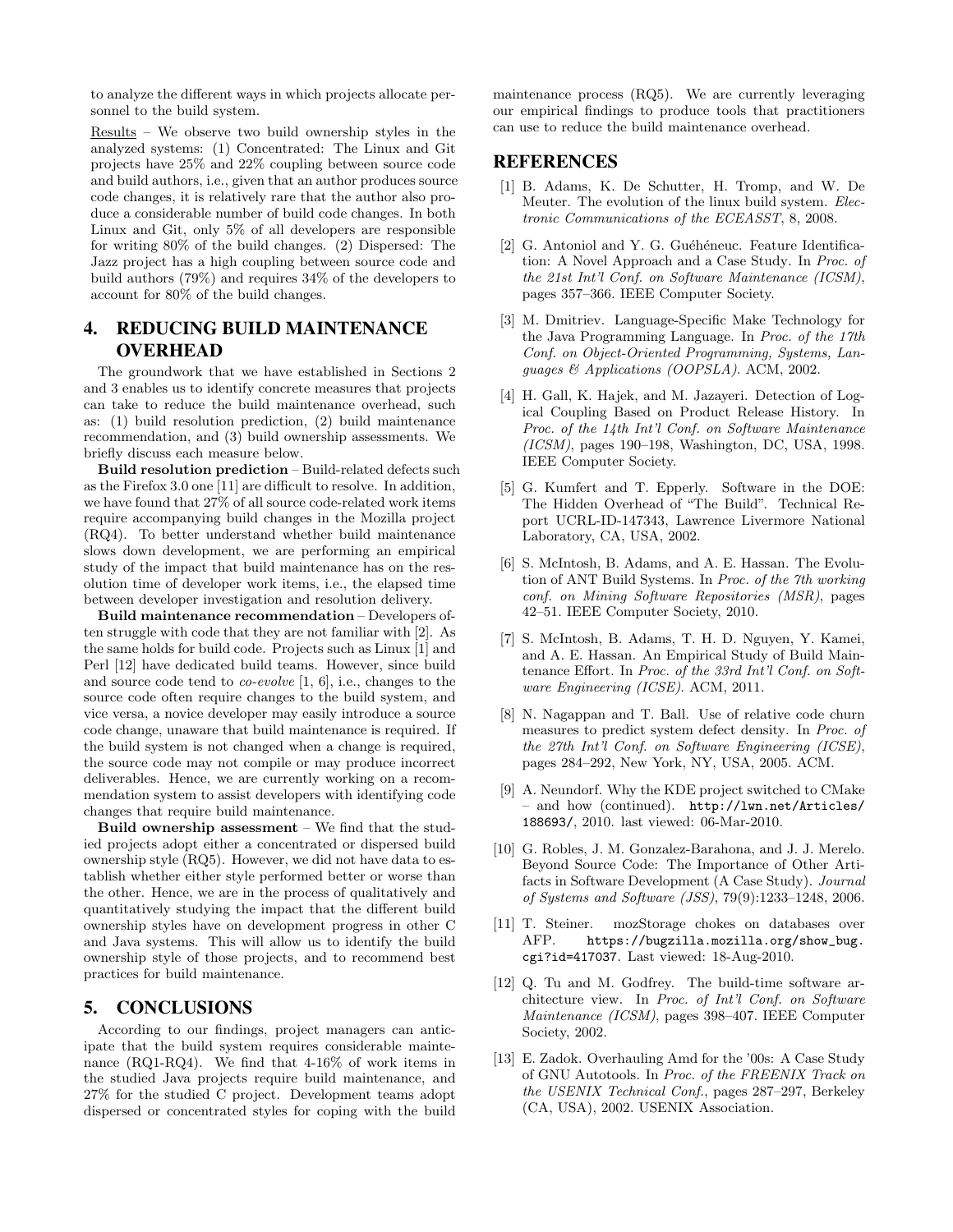to analyze the different ways in which projects allocate personnel to the build system.

Results – We observe two build ownership styles in the analyzed systems: (1) Concentrated: The Linux and Git projects have 25% and 22% coupling between source code and build authors, i.e., given that an author produces source code changes, it is relatively rare that the author also produce a considerable number of build code changes. In both Linux and Git, only 5% of all developers are responsible for writing 80% of the build changes. (2) Dispersed: The Jazz project has a high coupling between source code and build authors (79%) and requires 34% of the developers to account for 80% of the build changes.

## 4. REDUCING BUILD MAINTENANCE OVERHEAD

The groundwork that we have established in Sections 2 and 3 enables us to identify concrete measures that projects can take to reduce the build maintenance overhead, such as: (1) build resolution prediction, (2) build maintenance recommendation, and (3) build ownership assessments. We briefly discuss each measure below.

**Build resolution prediction** – Build-related defects such as the Firefox 3.0 one [11] are difficult to resolve. In addition, we have found that 27% of all source code-related work items require accompanying build changes in the Mozilla project (RQ4). To better understand whether build maintenance slows down development, we are performing an empirical study of the impact that build maintenance has on the resolution time of developer work items, i.e., the elapsed time between developer investigation and resolution delivery.

**Build maintenance recommendation** – Developers often struggle with code that they are not familiar with [2]. As the same holds for build code. Projects such as Linux [1] and Perl [12] have dedicated build teams. However, since build and source code tend to *co-evolve* [1, 6], i.e., changes to the source code often require changes to the build system, and vice versa, a novice developer may easily introduce a source code change, unaware that build maintenance is required. If the build system is not changed when a change is required, the source code may not compile or may produce incorrect deliverables. Hence, we are currently working on a recommendation system to assist developers with identifying code changes that require build maintenance.

**Build ownership assessment** – We find that the studied projects adopt either a concentrated or dispersed build ownership style (RQ5). However, we did not have data to establish whether either style performed better or worse than the other. Hence, we are in the process of qualitatively and quantitatively studying the impact that the different build ownership styles have on development progress in other C and Java systems. This will allow us to identify the build ownership style of those projects, and to recommend best practices for build maintenance.

## 5. CONCLUSIONS

According to our findings, project managers can anticipate that the build system requires considerable maintenance (RQ1-RQ4). We find that 4-16% of work items in the studied Java projects require build maintenance, and 27% for the studied C project. Development teams adopt dispersed or concentrated styles for coping with the build maintenance process (RQ5). We are currently leveraging our empirical findings to produce tools that practitioners can use to reduce the build maintenance overhead.

## REFERENCES

[1] B. Adams, K. De Schutter, H. Tromp, and W. De Meuter. The evolution of the linux build system. *Electronic Communications of the ECEASST*, 8, 2008.

[2] G. Antoniol and Y. G. Guéhéneuc. Feature Identification: A Novel Approach and a Case Study. In *Proc. of the 21st Int'l Conf. on Software Maintenance (ICSM)*, pages 357–366. IEEE Computer Society.

[3] M. Dmitriev. Language-Specific Make Technology for the Java Programming Language. In *Proc. of the 17th Conf. on Object-Oriented Programming, Systems, Languages & Applications (OOPSLA)*. ACM, 2002.

[4] H. Gall, K. Hajek, and M. Jazayeri. Detection of Logical Coupling Based on Product Release History. In *Proc. of the 14th Int'l Conf. on Software Maintenance (ICSM)*, pages 190–198, Washington, DC, USA, 1998. IEEE Computer Society.

[5] G. Kumfert and T. Epperly. Software in the DOE: The Hidden Overhead of "The Build". Technical Report UCRL-ID-147343, Lawrence Livermore National Laboratory, CA, USA, 2002.

[6] S. McIntosh, B. Adams, and A. E. Hassan. The Evolution of ANT Build Systems. In *Proc. of the 7th working conf. on Mining Software Repositories (MSR)*, pages 42–51. IEEE Computer Society, 2010.

[7] S. McIntosh, B. Adams, T. H. D. Nguyen, Y. Kamei, and A. E. Hassan. An Empirical Study of Build Maintenance Effort. In *Proc. of the 33rd Int'l Conf. on Software Engineering (ICSE)*. ACM, 2011.

[8] N. Nagappan and T. Ball. Use of relative code churn measures to predict system defect density. In *Proc. of the 27th Int'l Conf. on Software Engineering (ICSE)*, pages 284–292, New York, NY, USA, 2005. ACM.

[9] A. Neundorf. Why the KDE project switched to CMake – and how (continued). `http://lwn.net/Articles/188693/`, 2010. last viewed: 06-Mar-2010.

[10] G. Robles, J. M. Gonzalez-Barahona, and J. J. Merelo. Beyond Source Code: The Importance of Other Artifacts in Software Development (A Case Study). *Journal of Systems and Software (JSS)*, 79(9):1233–1248, 2006.

[11] T. Steiner. mozStorage chokes on databases over AFP. `https://bugzilla.mozilla.org/show_bug.cgi?id=417037`. Last viewed: 18-Aug-2010.

[12] Q. Tu and M. Godfrey. The build-time software architecture view. In *Proc. of Int'l Conf. on Software Maintenance (ICSM)*, pages 398–407. IEEE Computer Society, 2002.

[13] E. Zadok. Overhauling Amd for the '00s: A Case Study of GNU Autotools. In *Proc. of the FREENIX Track on the USENIX Technical Conf.*, pages 287–297, Berkeley (CA, USA), 2002. USENIX Association.